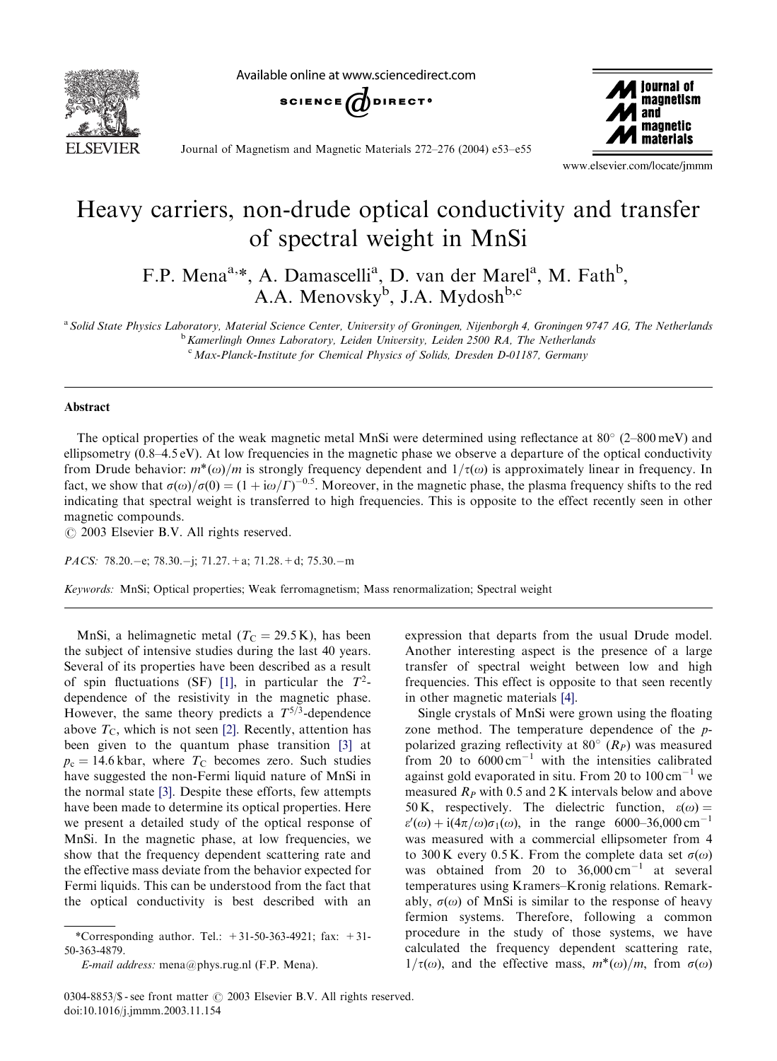# Heavy carriers, non-drude optical conductivity and transfer of spectral weight in MnSi

F.P. Mena[a,*], A. Damascelli[a], D. van der Marel[a], M. Fath[b], A.A. Menovsky[b], J.A. Mydosh[b,c]

[a] Solid State Physics Laboratory, Material Science Center, University of Groningen, Nijenborgh 4, Groningen 9747 AG, The Netherlands
[b] Kamerlingh Onnes Laboratory, Leiden University, Leiden 2500 RA, The Netherlands
[c] Max-Planck-Institute for Chemical Physics of Solids, Dresden D-01187, Germany

## Abstract

The optical properties of the weak magnetic metal MnSi were determined using reflectance at 80° (2–800 meV) and ellipsometry (0.8–4.5 eV). At low frequencies in the magnetic phase we observe a departure of the optical conductivity from Drude behavior: $m^*(\omega)/m$ is strongly frequency dependent and $1/\tau(\omega)$ is approximately linear in frequency. In fact, we show that $\sigma(\omega)/\sigma(0) = (1 + i\omega/\Gamma)^{-0.5}$. Moreover, in the magnetic phase, the plasma frequency shifts to the red indicating that spectral weight is transferred to high frequencies. This is opposite to the effect recently seen in other magnetic compounds.
© 2003 Elsevier B.V. All rights reserved.

*PACS:* 78.20.−e; 78.30.−j; 71.27.+a; 71.28.+d; 75.30.−m

*Keywords:* MnSi; Optical properties; Weak ferromagnetism; Mass renormalization; Spectral weight

MnSi, a helimagnetic metal ($T_C = 29.5$ K), has been the subject of intensive studies during the last 40 years. Several of its properties have been described as a result of spin fluctuations (SF) [1], in particular the $T^2$-dependence of the resistivity in the magnetic phase. However, the same theory predicts a $T^{5/3}$-dependence above $T_C$, which is not seen [2]. Recently, attention has been given to the quantum phase transition [3] at $p_c = 14.6$ kbar, where $T_C$ becomes zero. Such studies have suggested the non-Fermi liquid nature of MnSi in the normal state [3]. Despite these efforts, few attempts have been made to determine its optical properties. Here we present a detailed study of the optical response of MnSi. In the magnetic phase, at low frequencies, we show that the frequency dependent scattering rate and the effective mass deviate from the behavior expected for Fermi liquids. This can be understood from the fact that the optical conductivity is best described with an expression that departs from the usual Drude model. Another interesting aspect is the presence of a large transfer of spectral weight between low and high frequencies. This effect is opposite to that seen recently in other magnetic materials [4].

Single crystals of MnSi were grown using the floating zone method. The temperature dependence of the $p$-polarized grazing reflectivity at 80° ($R_P$) was measured from 20 to 6000 cm$^{-1}$ with the intensities calibrated against gold evaporated in situ. From 20 to 100 cm$^{-1}$ we measured $R_P$ with 0.5 and 2 K intervals below and above 50 K, respectively. The dielectric function, $\varepsilon(\omega) = \varepsilon'(\omega) + i(4\pi/\omega)\sigma_1(\omega)$, in the range 6000–36,000 cm$^{-1}$ was measured with a commercial ellipsometer from 4 to 300 K every 0.5 K. From the complete data set $\sigma(\omega)$ was obtained from 20 to 36,000 cm$^{-1}$ at several temperatures using Kramers–Kronig relations. Remarkably, $\sigma(\omega)$ of MnSi is similar to the response of heavy fermion systems. Therefore, following a common procedure in the study of those systems, we have calculated the frequency dependent scattering rate, $1/\tau(\omega)$, and the effective mass, $m^*(\omega)/m$, from $\sigma(\omega)$

*Corresponding author. Tel.: +31-50-363-4921; fax: +31-50-363-4879.
*E-mail address:* mena@phys.rug.nl (F.P. Mena).

0304-8853/$ - see front matter © 2003 Elsevier B.V. All rights reserved.
doi:10.1016/j.jmmm.2003.11.154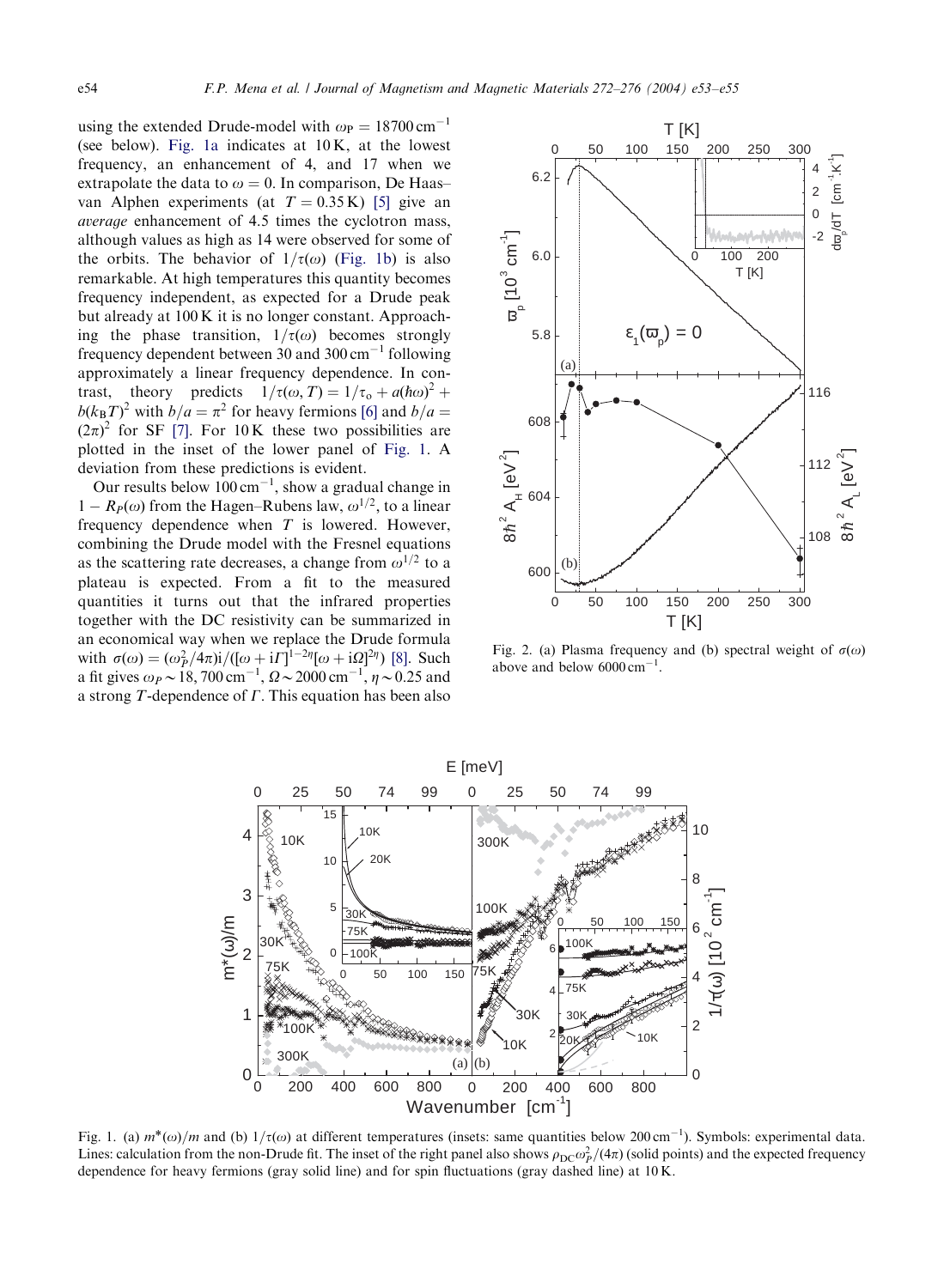using the extended Drude-model with $\omega_P = 18700\,\text{cm}^{-1}$ (see below). Fig. 1a indicates at 10 K, at the lowest frequency, an enhancement of 4, and 17 when we extrapolate the data to $\omega = 0$. In comparison, De Haas–van Alphen experiments (at $T = 0.35\,\text{K}$) [5] give an *average* enhancement of 4.5 times the cyclotron mass, although values as high as 14 were observed for some of the orbits. The behavior of $1/\tau(\omega)$ (Fig. 1b) is also remarkable. At high temperatures this quantity becomes frequency independent, as expected for a Drude peak but already at 100 K it is no longer constant. Approaching the phase transition, $1/\tau(\omega)$ becomes strongly frequency dependent between 30 and $300\,\text{cm}^{-1}$ following approximately a linear frequency dependence. In contrast, theory predicts $1/\tau(\omega, T) = 1/\tau_o + a(\hbar\omega)^2 + b(k_BT)^2$ with $b/a = \pi^2$ for heavy fermions [6] and $b/a = (2\pi)^2$ for SF [7]. For 10 K these two possibilities are plotted in the inset of the lower panel of Fig. 1. A deviation from these predictions is evident.

Our results below $100\,\text{cm}^{-1}$, show a gradual change in $1 - R_P(\omega)$ from the Hagen–Rubens law, $\omega^{1/2}$, to a linear frequency dependence when $T$ is lowered. However, combining the Drude model with the Fresnel equations as the scattering rate decreases, a change from $\omega^{1/2}$ to a plateau is expected. From a fit to the measured quantities it turns out that the infrared properties together with the DC resistivity can be summarized in an economical way when we replace the Drude formula with $\sigma(\omega) = (\omega_P^2/4\pi)\mathrm{i}/([\omega + \mathrm{i}\Gamma]^{1-2\eta}[\omega + \mathrm{i}\Omega]^{2\eta})$ [8]. Such a fit gives $\omega_P \sim 18,700\,\text{cm}^{-1}$, $\Omega \sim 2000\,\text{cm}^{-1}$, $\eta \sim 0.25$ and a strong $T$-dependence of $\Gamma$. This equation has been also

Fig. 2. (a) Plasma frequency and (b) spectral weight of $\sigma(\omega)$ above and below $6000\,\text{cm}^{-1}$.

Fig. 1. (a) $m^*(\omega)/m$ and (b) $1/\tau(\omega)$ at different temperatures (insets: same quantities below $200\,\text{cm}^{-1}$). Symbols: experimental data. Lines: calculation from the non-Drude fit. The inset of the right panel also shows $\rho_{DC}\omega_P^2/(4\pi)$ (solid points) and the expected frequency dependence for heavy fermions (gray solid line) and for spin fluctuations (gray dashed line) at 10 K.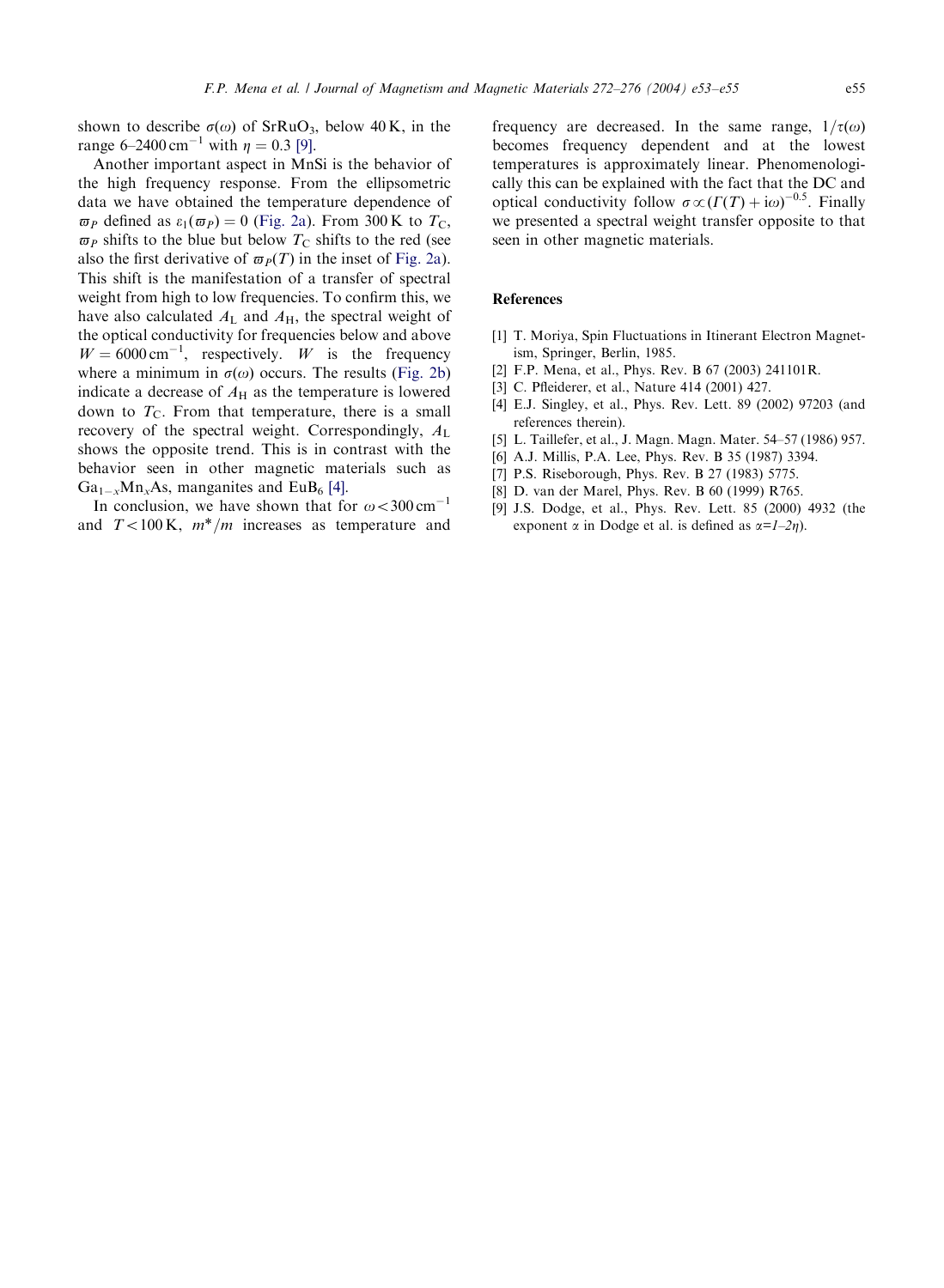shown to describe $\sigma(\omega)$ of $SrRuO_3$, below 40 K, in the range 6–2400 $cm^{-1}$ with $\eta = 0.3$ [9].

Another important aspect in MnSi is the behavior of the high frequency response. From the ellipsometric data we have obtained the temperature dependence of $\varpi_P$ defined as $\varepsilon_1(\varpi_P) = 0$ (Fig. 2a). From 300 K to $T_C$, $\varpi_P$ shifts to the blue but below $T_C$ shifts to the red (see also the first derivative of $\varpi_P(T)$ in the inset of Fig. 2a). This shift is the manifestation of a transfer of spectral weight from high to low frequencies. To confirm this, we have also calculated $A_L$ and $A_H$, the spectral weight of the optical conductivity for frequencies below and above $W = 6000\,cm^{-1}$, respectively. $W$ is the frequency where a minimum in $\sigma(\omega)$ occurs. The results (Fig. 2b) indicate a decrease of $A_H$ as the temperature is lowered down to $T_C$. From that temperature, there is a small recovery of the spectral weight. Correspondingly, $A_L$ shows the opposite trend. This is in contrast with the behavior seen in other magnetic materials such as $Ga_{1-x}Mn_xAs$, manganites and $EuB_6$ [4].

In conclusion, we have shown that for $\omega < 300\,cm^{-1}$ and $T < 100\,K$, $m^*/m$ increases as temperature and frequency are decreased. In the same range, $1/\tau(\omega)$ becomes frequency dependent and at the lowest temperatures is approximately linear. Phenomenologically this can be explained with the fact that the DC and optical conductivity follow $\sigma \propto (\Gamma(T) + i\omega)^{-0.5}$. Finally we presented a spectral weight transfer opposite to that seen in other magnetic materials.

## References

[1] T. Moriya, Spin Fluctuations in Itinerant Electron Magnetism, Springer, Berlin, 1985.

[2] F.P. Mena, et al., Phys. Rev. B 67 (2003) 241101R.

[3] C. Pfleiderer, et al., Nature 414 (2001) 427.

[4] E.J. Singley, et al., Phys. Rev. Lett. 89 (2002) 97203 (and references therein).

[5] L. Taillefer, et al., J. Magn. Magn. Mater. 54–57 (1986) 957.

[6] A.J. Millis, P.A. Lee, Phys. Rev. B 35 (1987) 3394.

[7] P.S. Riseborough, Phys. Rev. B 27 (1983) 5775.

[8] D. van der Marel, Phys. Rev. B 60 (1999) R765.

[9] J.S. Dodge, et al., Phys. Rev. Lett. 85 (2000) 4932 (the exponent $\alpha$ in Dodge et al. is defined as $\alpha = 1-2\eta$).